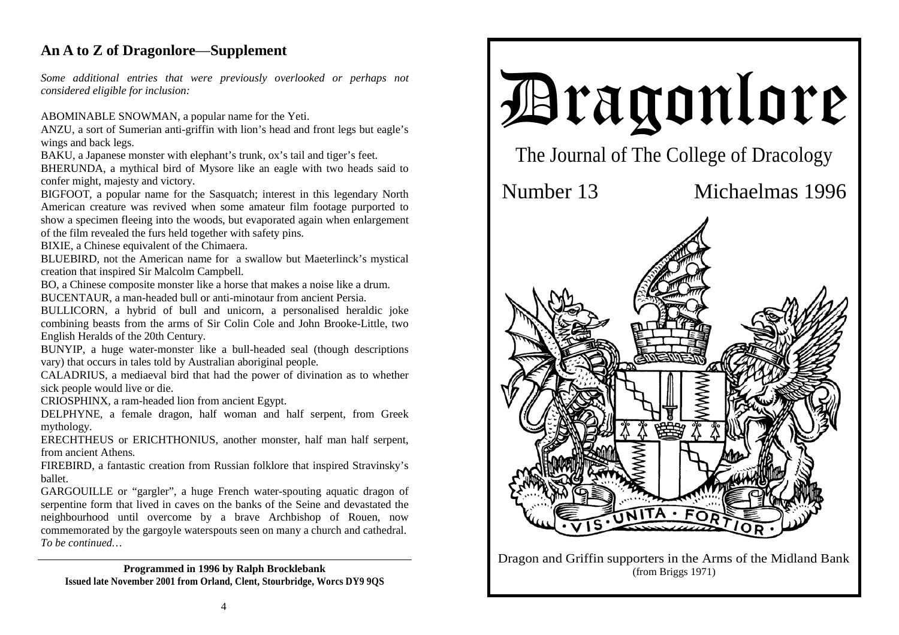## An A to Z of Dragonlore—Supplement

*Some additional entries that were previously overlooked or perhaps not considered eligible for inclusion:*

ABOMINABLE SNOWMAN, a popular name for the Yeti.

ANZU, a sort of Sumerian anti-griffin with lion's head and front legs but eagle's wings and back legs.

BAKU, a Japanese monster with elephant's trunk, ox's tail and tiger's feet.

BHERUNDA, a mythical bird of Mysore like an eagle with two heads said to confer might, majesty and victory.

BIGFOOT, a popular name for the Sasquatch; interest in this legendary North American creature was revived when some amateur film footage purported to show a specimen fleeing into the woods, but evaporated again when enlargement of the film revealed the furs held together with safety pins.

BIXIE, a Chinese equivalent of the Chimaera.

BLUEBIRD, not the American name for a swallow but Maeterlinck's mystical creation that inspired Sir Malcolm Campbell.

BO, a Chinese composite monster like a horse that makes a noise like a drum.

BUCENTAUR, a man-headed bull or anti-minotaur from ancient Persia.

BULLICORN, a hybrid of bull and unicorn, a personalised heraldic joke combining beasts from the arms of Sir Colin Cole and John Brooke-Little, two English Heralds of the 20th Century.

BUNYIP, a huge water-monster like a bull-headed seal (though descriptions vary) that occurs in tales told by Australian aboriginal people.

CALADRIUS, a mediaeval bird that had the power of divination as to whether sick people would live or die.

CRIOSPHINX, a ram-headed lion from ancient Egypt.

DELPHYNE, a female dragon, half woman and half serpent, from Greek mythology.

ERECHTHEUS or ERICHTHONIUS, another monster, half man half serpent, from ancient Athens.

FIREBIRD, a fantastic creation from Russian folklore that inspired Stravinsky's ballet.

GARGOUILLE or "gargler", a huge French water-spouting aquatic dragon of serpentine form that lived in caves on the banks of the Seine and devastated the neighbourhood until overcome by a brave Archbishop of Rouen, now commemorated by the gargoyle waterspouts seen on many a church and cathedral.

*To be continued…*

---

**Programmed in 1996 by Ralph Brocklebank**
**Issued late November 2001 from Orland, Clent, Stourbridge, Worcs DY9 9QS**

# Dragonlore

The Journal of The College of Dracology

Number 13 Michaelmas 1996

VIS · UNITA · FORTIOR

Dragon and Griffin supporters in the Arms of the Midland Bank
(from Briggs 1971)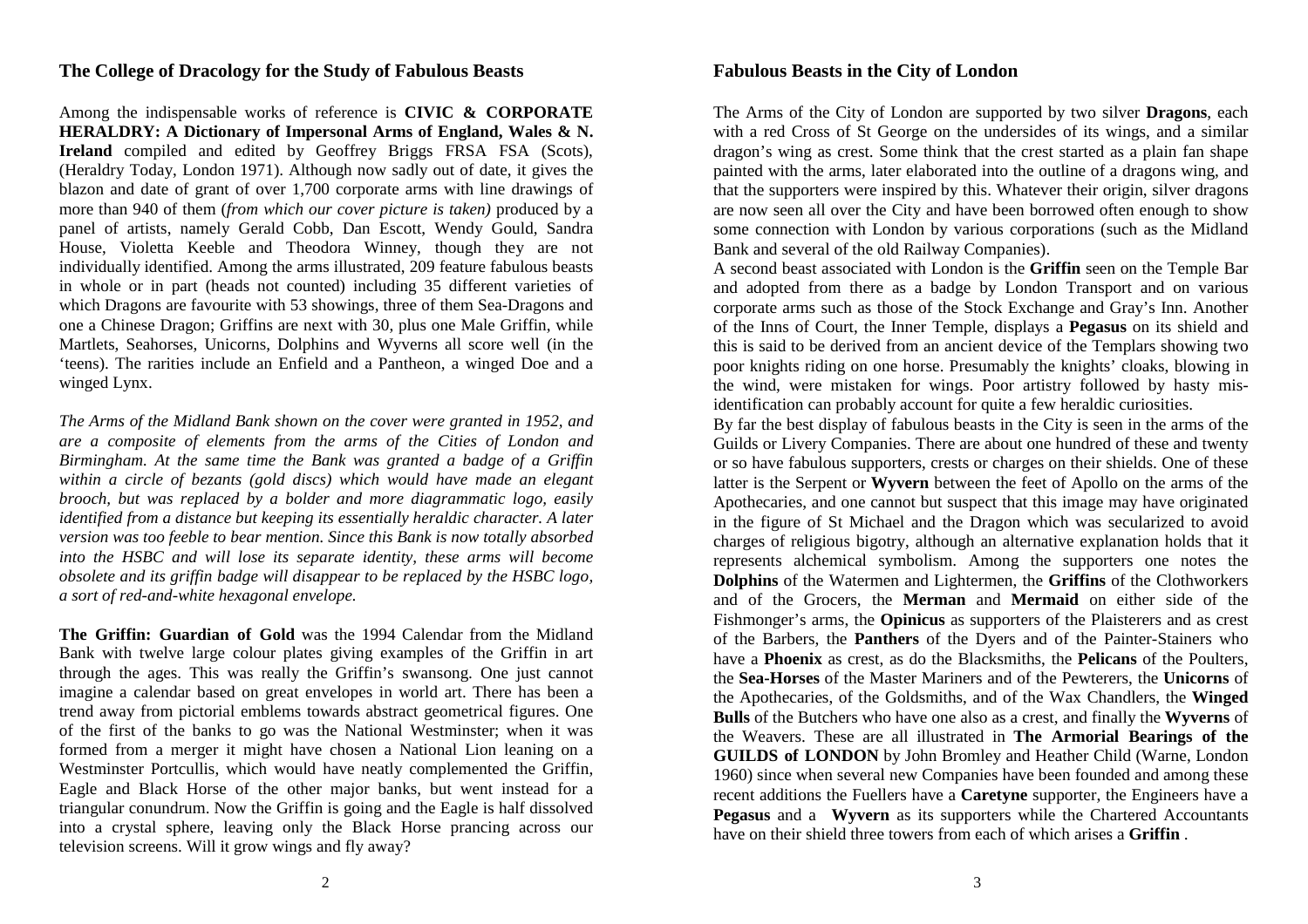## The College of Dracology for the Study of Fabulous Beasts

Among the indispensable works of reference is **CIVIC & CORPORATE HERALDRY: A Dictionary of Impersonal Arms of England, Wales & N. Ireland** compiled and edited by Geoffrey Briggs FRSA FSA (Scots), (Heraldry Today, London 1971). Although now sadly out of date, it gives the blazon and date of grant of over 1,700 corporate arms with line drawings of more than 940 of them (*from which our cover picture is taken)* produced by a panel of artists, namely Gerald Cobb, Dan Escott, Wendy Gould, Sandra House, Violetta Keeble and Theodora Winney, though they are not individually identified. Among the arms illustrated, 209 feature fabulous beasts in whole or in part (heads not counted) including 35 different varieties of which Dragons are favourite with 53 showings, three of them Sea-Dragons and one a Chinese Dragon; Griffins are next with 30, plus one Male Griffin, while Martlets, Seahorses, Unicorns, Dolphins and Wyverns all score well (in the 'teens). The rarities include an Enfield and a Pantheon, a winged Doe and a winged Lynx.

*The Arms of the Midland Bank shown on the cover were granted in 1952, and are a composite of elements from the arms of the Cities of London and Birmingham. At the same time the Bank was granted a badge of a Griffin within a circle of bezants (gold discs) which would have made an elegant brooch, but was replaced by a bolder and more diagrammatic logo, easily identified from a distance but keeping its essentially heraldic character. A later version was too feeble to bear mention. Since this Bank is now totally absorbed into the HSBC and will lose its separate identity, these arms will become obsolete and its griffin badge will disappear to be replaced by the HSBC logo, a sort of red-and-white hexagonal envelope.*

**The Griffin: Guardian of Gold** was the 1994 Calendar from the Midland Bank with twelve large colour plates giving examples of the Griffin in art through the ages. This was really the Griffin's swansong. One just cannot imagine a calendar based on great envelopes in world art. There has been a trend away from pictorial emblems towards abstract geometrical figures. One of the first of the banks to go was the National Westminster; when it was formed from a merger it might have chosen a National Lion leaning on a Westminster Portcullis, which would have neatly complemented the Griffin, Eagle and Black Horse of the other major banks, but went instead for a triangular conundrum. Now the Griffin is going and the Eagle is half dissolved into a crystal sphere, leaving only the Black Horse prancing across our television screens. Will it grow wings and fly away?

## Fabulous Beasts in the City of London

The Arms of the City of London are supported by two silver **Dragons**, each with a red Cross of St George on the undersides of its wings, and a similar dragon's wing as crest. Some think that the crest started as a plain fan shape painted with the arms, later elaborated into the outline of a dragons wing, and that the supporters were inspired by this. Whatever their origin, silver dragons are now seen all over the City and have been borrowed often enough to show some connection with London by various corporations (such as the Midland Bank and several of the old Railway Companies).

A second beast associated with London is the **Griffin** seen on the Temple Bar and adopted from there as a badge by London Transport and on various corporate arms such as those of the Stock Exchange and Gray's Inn. Another of the Inns of Court, the Inner Temple, displays a **Pegasus** on its shield and this is said to be derived from an ancient device of the Templars showing two poor knights riding on one horse. Presumably the knights' cloaks, blowing in the wind, were mistaken for wings. Poor artistry followed by hasty mis-identification can probably account for quite a few heraldic curiosities.

By far the best display of fabulous beasts in the City is seen in the arms of the Guilds or Livery Companies. There are about one hundred of these and twenty or so have fabulous supporters, crests or charges on their shields. One of these latter is the Serpent or **Wyvern** between the feet of Apollo on the arms of the Apothecaries, and one cannot but suspect that this image may have originated in the figure of St Michael and the Dragon which was secularized to avoid charges of religious bigotry, although an alternative explanation holds that it represents alchemical symbolism. Among the supporters one notes the **Dolphins** of the Watermen and Lightermen, the **Griffins** of the Clothworkers and of the Grocers, the **Merman** and **Mermaid** on either side of the Fishmonger's arms, the **Opinicus** as supporters of the Plaisterers and as crest of the Barbers, the **Panthers** of the Dyers and of the Painter-Stainers who have a **Phoenix** as crest, as do the Blacksmiths, the **Pelicans** of the Poulters, the **Sea-Horses** of the Master Mariners and of the Pewterers, the **Unicorns** of the Apothecaries, of the Goldsmiths, and of the Wax Chandlers, the **Winged Bulls** of the Butchers who have one also as a crest, and finally the **Wyverns** of the Weavers. These are all illustrated in **The Armorial Bearings of the GUILDS of LONDON** by John Bromley and Heather Child (Warne, London 1960) since when several new Companies have been founded and among these recent additions the Fuellers have a **Caretyne** supporter, the Engineers have a **Pegasus** and a **Wyvern** as its supporters while the Chartered Accountants have on their shield three towers from each of which arises a **Griffin** .